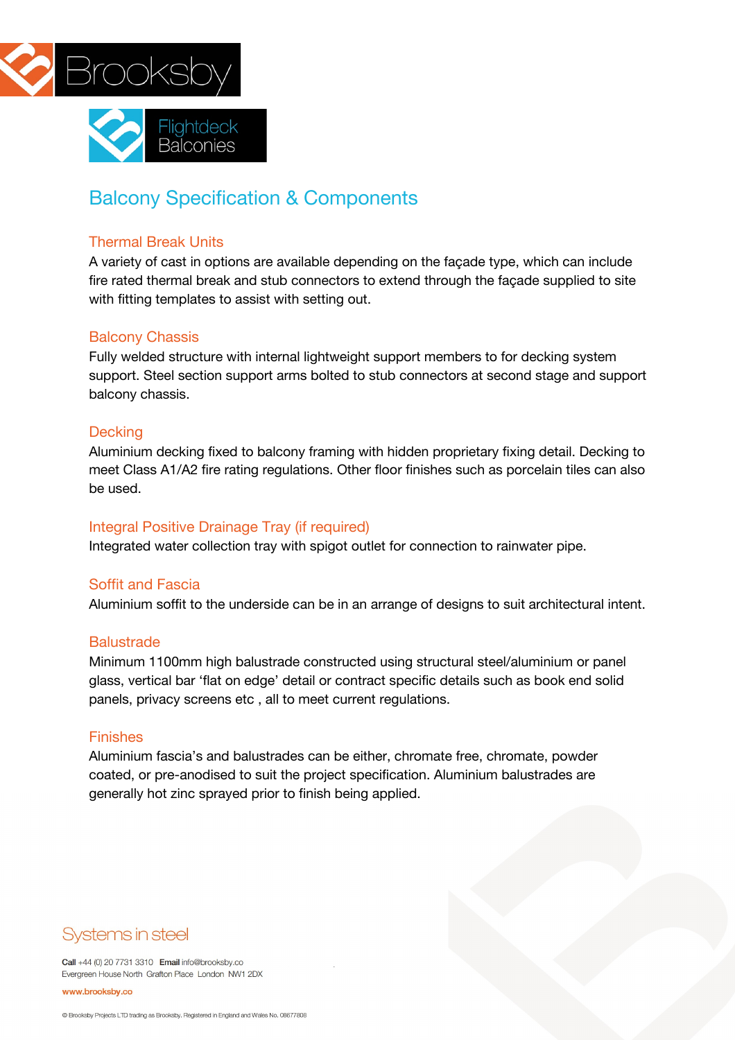Brooksby

Flightdeck Balconies

# Balcony Specification & Components

## Thermal Break Units

A variety of cast in options are available depending on the façade type, which can include fire rated thermal break and stub connectors to extend through the façade supplied to site with fitting templates to assist with setting out.

## Balcony Chassis

Fully welded structure with internal lightweight support members to for decking system support. Steel section support arms bolted to stub connectors at second stage and support balcony chassis.

## Decking

Aluminium decking fixed to balcony framing with hidden proprietary fixing detail. Decking to meet Class A1/A2 fire rating regulations. Other floor finishes such as porcelain tiles can also be used.

## Integral Positive Drainage Tray (if required)

Integrated water collection tray with spigot outlet for connection to rainwater pipe.

## Soffit and Fascia

Aluminium soffit to the underside can be in an arrange of designs to suit architectural intent.

## Balustrade

Minimum 1100mm high balustrade constructed using structural steel/aluminium or panel glass, vertical bar 'flat on edge' detail or contract specific details such as book end solid panels, privacy screens etc , all to meet current regulations.

## Finishes

Aluminium fascia's and balustrades can be either, chromate free, chromate, powder coated, or pre-anodised to suit the project specification. Aluminium balustrades are generally hot zinc sprayed prior to finish being applied.

Systems in steel

**Call** +44 (0) 20 7731 3310 **Email** info@brooksby.co
Evergreen House North Grafton Place London NW1 2DX

www.brooksby.co

© Brooksby Projects LTD trading as Brooksby. Registered in England and Wales No. 08677808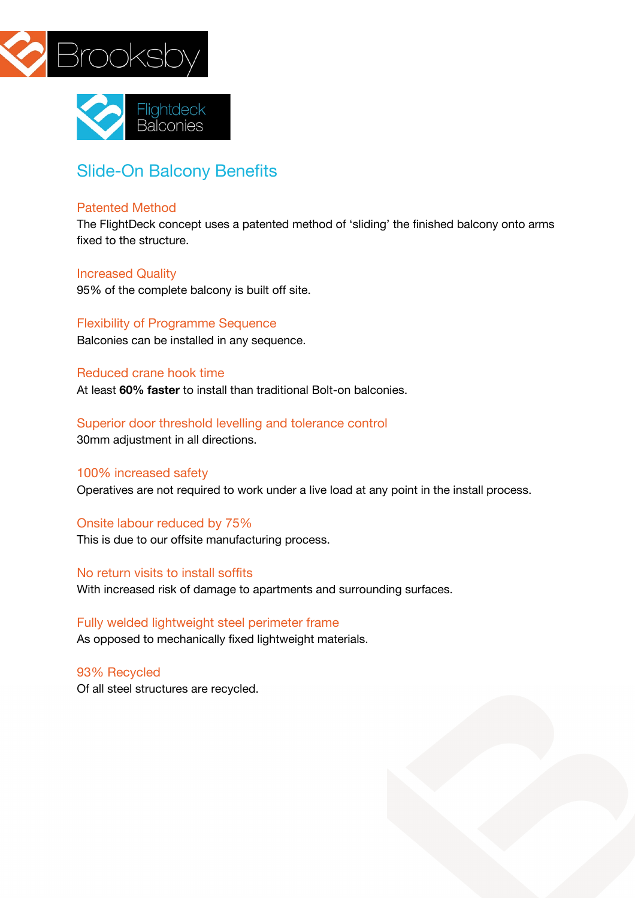Brooksby

Flightdeck Balconies

# Slide-On Balcony Benefits

## Patented Method

The FlightDeck concept uses a patented method of 'sliding' the finished balcony onto arms fixed to the structure.

## Increased Quality

95% of the complete balcony is built off site.

## Flexibility of Programme Sequence

Balconies can be installed in any sequence.

## Reduced crane hook time

At least **60% faster** to install than traditional Bolt-on balconies.

## Superior door threshold levelling and tolerance control

30mm adjustment in all directions.

## 100% increased safety

Operatives are not required to work under a live load at any point in the install process.

## Onsite labour reduced by 75%

This is due to our offsite manufacturing process.

## No return visits to install soffits

With increased risk of damage to apartments and surrounding surfaces.

## Fully welded lightweight steel perimeter frame

As opposed to mechanically fixed lightweight materials.

## 93% Recycled

Of all steel structures are recycled.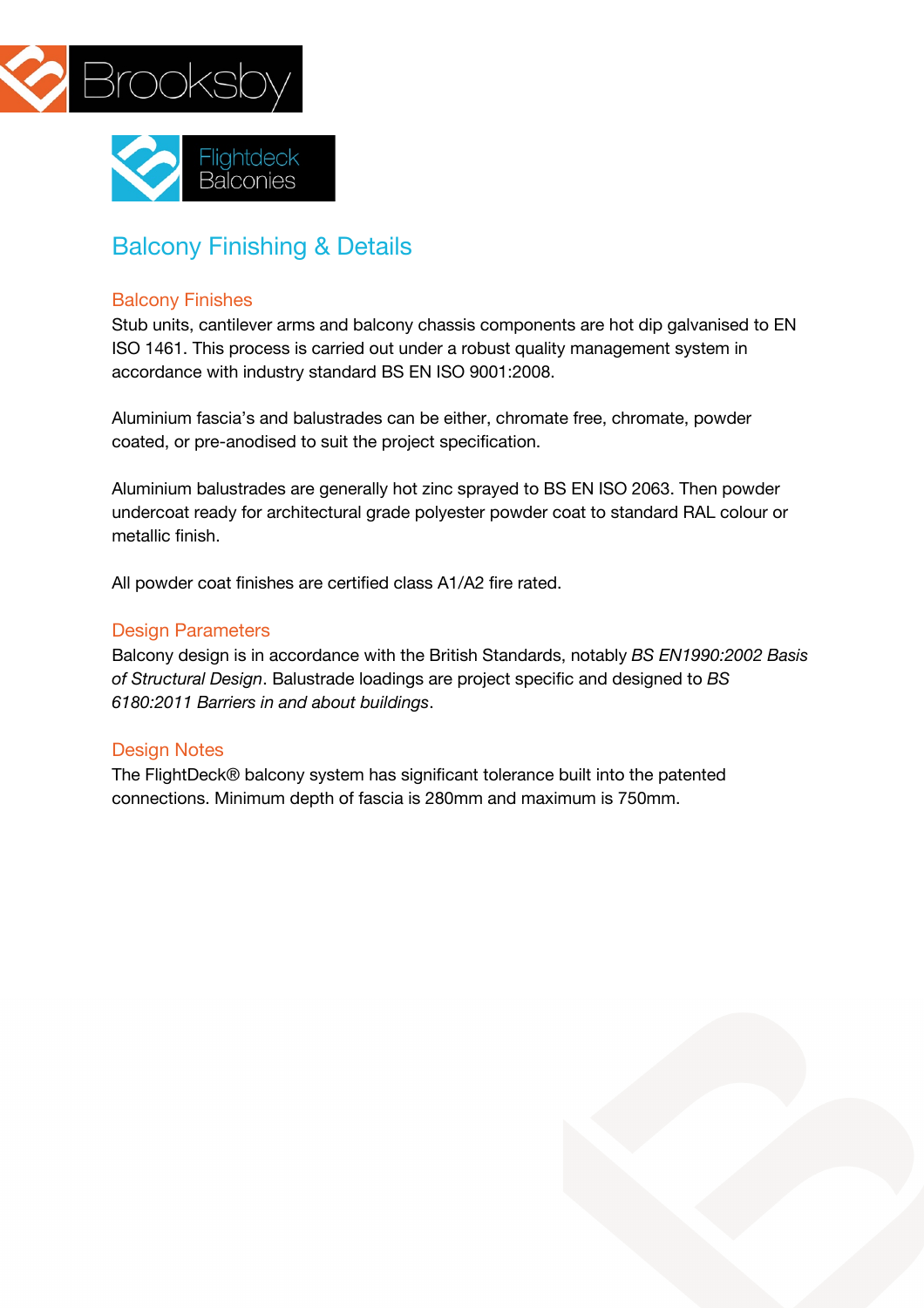# Balcony Finishing & Details

## Balcony Finishes

Stub units, cantilever arms and balcony chassis components are hot dip galvanised to EN ISO 1461. This process is carried out under a robust quality management system in accordance with industry standard BS EN ISO 9001:2008.

Aluminium fascia's and balustrades can be either, chromate free, chromate, powder coated, or pre-anodised to suit the project specification.

Aluminium balustrades are generally hot zinc sprayed to BS EN ISO 2063. Then powder undercoat ready for architectural grade polyester powder coat to standard RAL colour or metallic finish.

All powder coat finishes are certified class A1/A2 fire rated.

## Design Parameters

Balcony design is in accordance with the British Standards, notably *BS EN1990:2002 Basis of Structural Design*. Balustrade loadings are project specific and designed to *BS 6180:2011 Barriers in and about buildings*.

## Design Notes

The FlightDeck® balcony system has significant tolerance built into the patented connections. Minimum depth of fascia is 280mm and maximum is 750mm.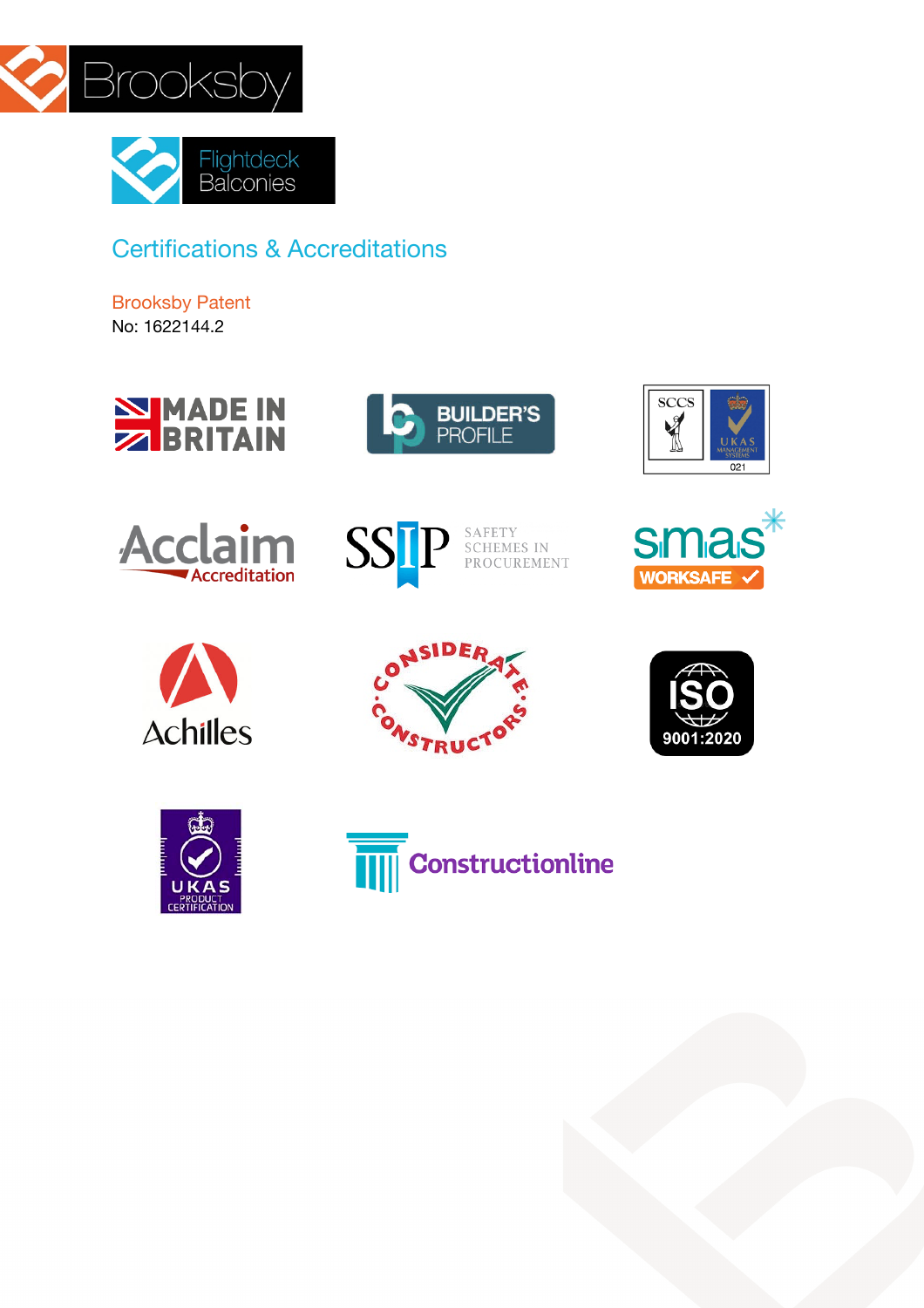## Certifications & Accreditations

Brooksby Patent
No: 1622144.2